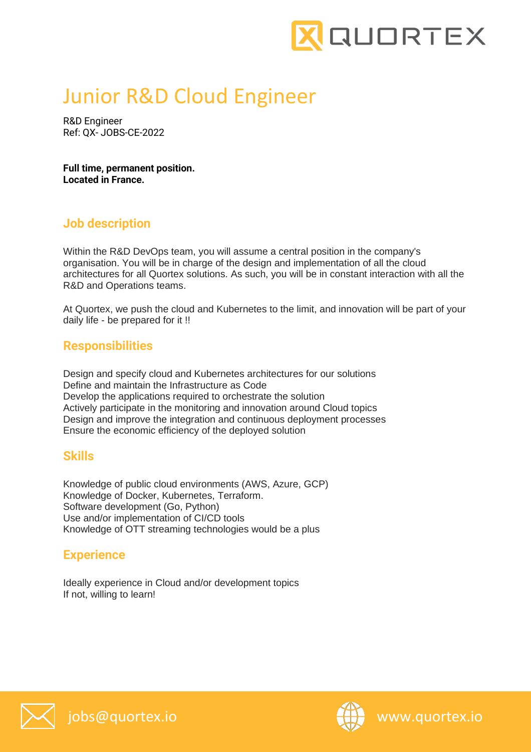# Junior R&D Cloud Engineer

R&D Engineer
Ref: QX- JOBS-CE-2022

**Full time, permanent position.**
**Located in France.**

## Job description

Within the R&D DevOps team, you will assume a central position in the company's organisation. You will be in charge of the design and implementation of all the cloud architectures for all Quortex solutions. As such, you will be in constant interaction with all the R&D and Operations teams.

At Quortex, we push the cloud and Kubernetes to the limit, and innovation will be part of your daily life - be prepared for it !!

## Responsibilities

Design and specify cloud and Kubernetes architectures for our solutions
Define and maintain the Infrastructure as Code
Develop the applications required to orchestrate the solution
Actively participate in the monitoring and innovation around Cloud topics
Design and improve the integration and continuous deployment processes
Ensure the economic efficiency of the deployed solution

## Skills

Knowledge of public cloud environments (AWS, Azure, GCP)
Knowledge of Docker, Kubernetes, Terraform.
Software development (Go, Python)
Use and/or implementation of CI/CD tools
Knowledge of OTT streaming technologies would be a plus

## Experience

Ideally experience in Cloud and/or development topics
If not, willing to learn!

jobs@quortex.io www.quortex.io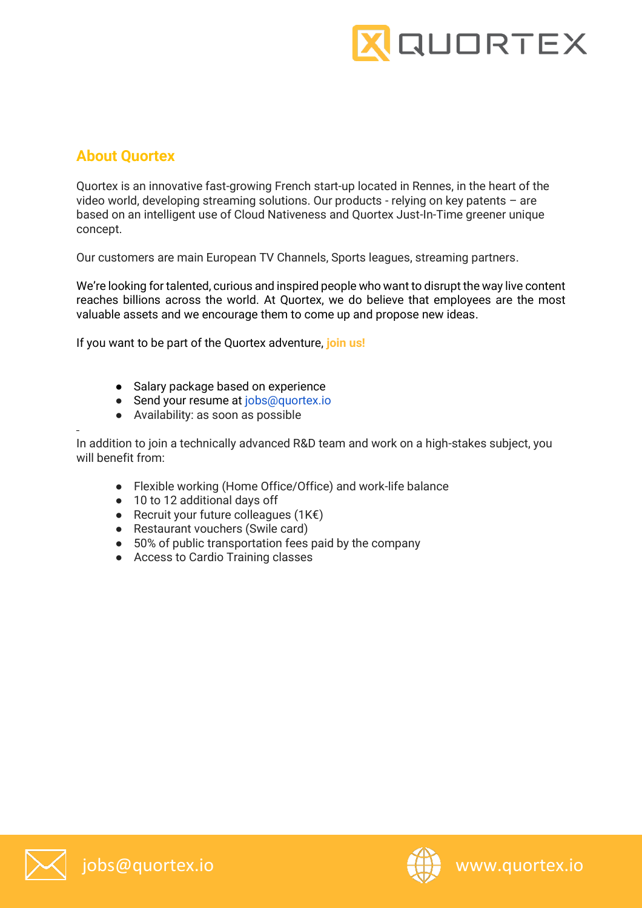## About Quortex

Quortex is an innovative fast-growing French start-up located in Rennes, in the heart of the video world, developing streaming solutions. Our products - relying on key patents – are based on an intelligent use of Cloud Nativeness and Quortex Just-In-Time greener unique concept.

Our customers are main European TV Channels, Sports leagues, streaming partners.

We're looking for talented, curious and inspired people who want to disrupt the way live content reaches billions across the world. At Quortex, we do believe that employees are the most valuable assets and we encourage them to come up and propose new ideas.

If you want to be part of the Quortex adventure, **join us!**

- Salary package based on experience
- Send your resume at jobs@quortex.io
- Availability: as soon as possible

In addition to join a technically advanced R&D team and work on a high-stakes subject, you will benefit from:

- Flexible working (Home Office/Office) and work-life balance
- 10 to 12 additional days off
- Recruit your future colleagues (1K€)
- Restaurant vouchers (Swile card)
- 50% of public transportation fees paid by the company
- Access to Cardio Training classes

jobs@quortex.io

www.quortex.io